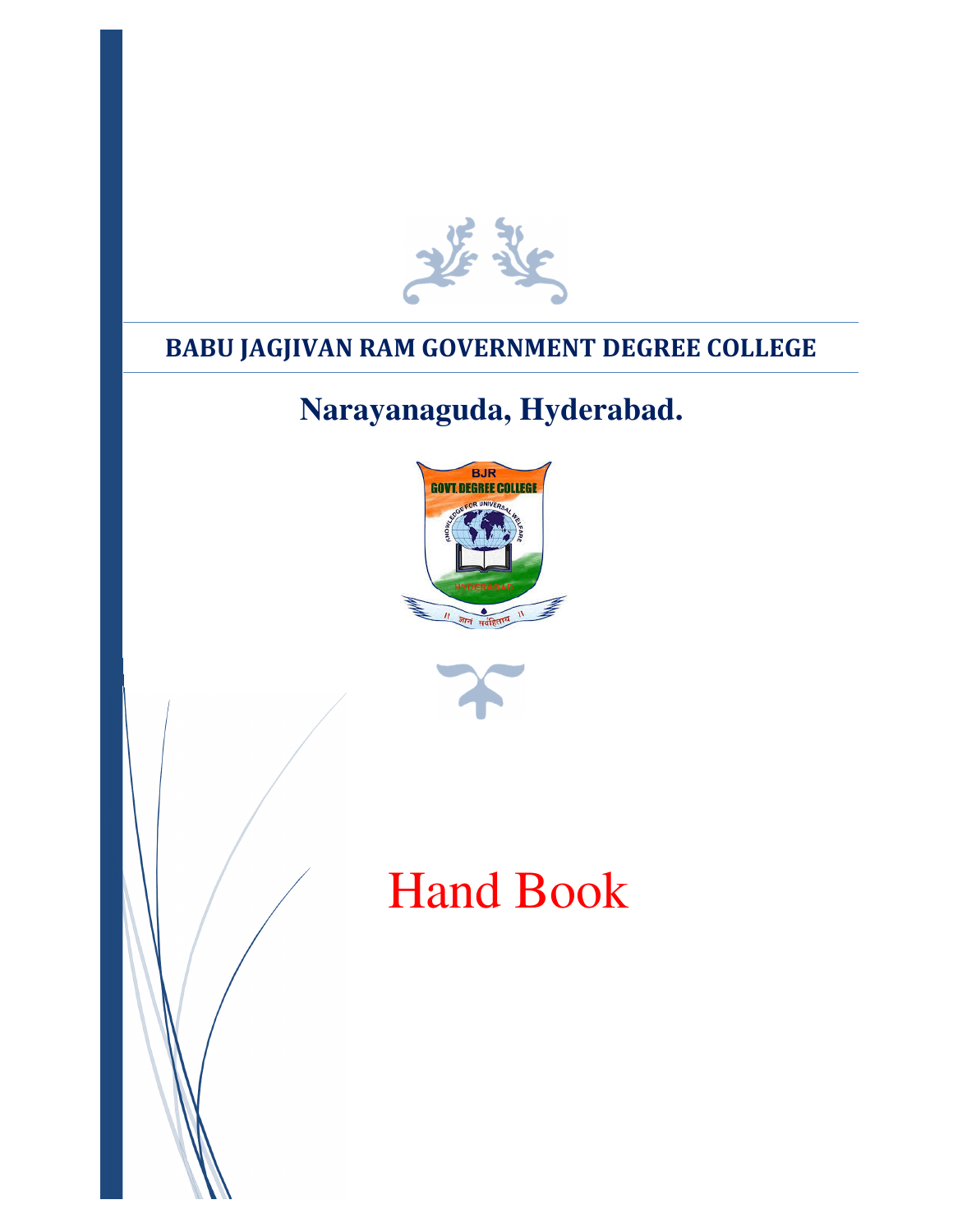# BABU JAGJIVAN RAM GOVERNMENT DEGREE COLLEGE

## Narayanaguda, Hyderabad.

# Hand Book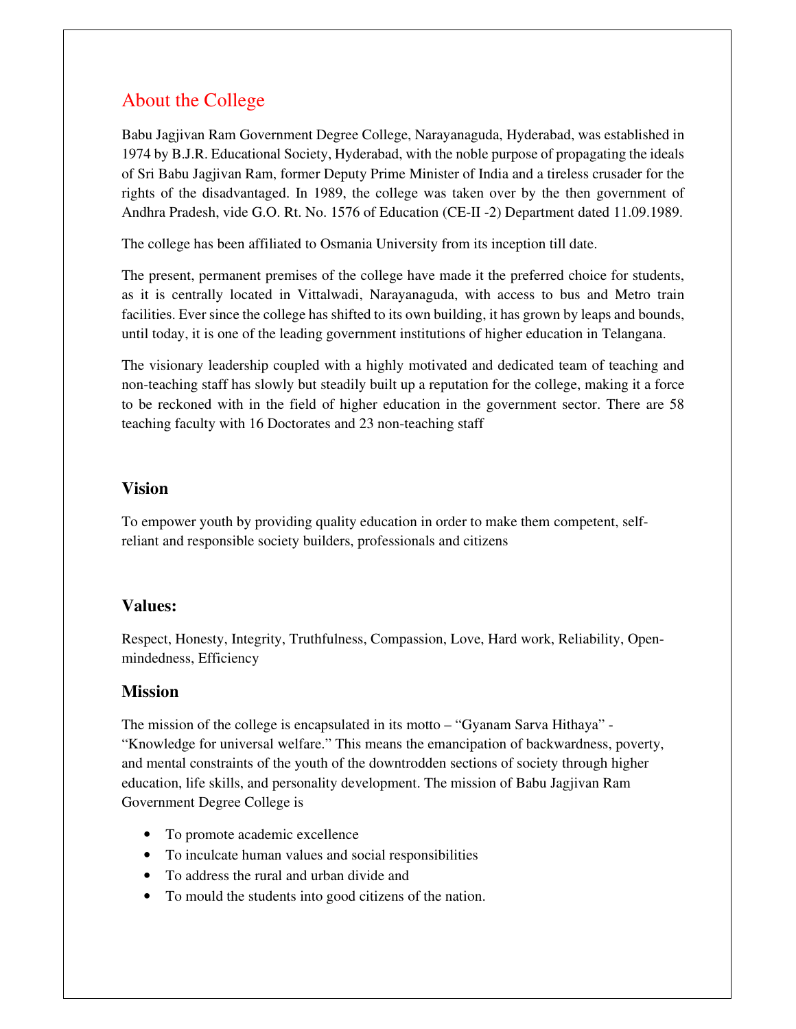## About the College

Babu Jagjivan Ram Government Degree College, Narayanaguda, Hyderabad, was established in 1974 by B.J.R. Educational Society, Hyderabad, with the noble purpose of propagating the ideals of Sri Babu Jagjivan Ram, former Deputy Prime Minister of India and a tireless crusader for the rights of the disadvantaged. In 1989, the college was taken over by the then government of Andhra Pradesh, vide G.O. Rt. No. 1576 of Education (CE-II -2) Department dated 11.09.1989.

The college has been affiliated to Osmania University from its inception till date.

The present, permanent premises of the college have made it the preferred choice for students, as it is centrally located in Vittalwadi, Narayanaguda, with access to bus and Metro train facilities. Ever since the college has shifted to its own building, it has grown by leaps and bounds, until today, it is one of the leading government institutions of higher education in Telangana.

The visionary leadership coupled with a highly motivated and dedicated team of teaching and non-teaching staff has slowly but steadily built up a reputation for the college, making it a force to be reckoned with in the field of higher education in the government sector. There are 58 teaching faculty with 16 Doctorates and 23 non-teaching staff

### Vision

To empower youth by providing quality education in order to make them competent, self-reliant and responsible society builders, professionals and citizens

### Values:

Respect, Honesty, Integrity, Truthfulness, Compassion, Love, Hard work, Reliability, Open-mindedness, Efficiency

### Mission

The mission of the college is encapsulated in its motto – "Gyanam Sarva Hithaya" - "Knowledge for universal welfare." This means the emancipation of backwardness, poverty, and mental constraints of the youth of the downtrodden sections of society through higher education, life skills, and personality development. The mission of Babu Jagjivan Ram Government Degree College is

- To promote academic excellence
- To inculcate human values and social responsibilities
- To address the rural and urban divide and
- To mould the students into good citizens of the nation.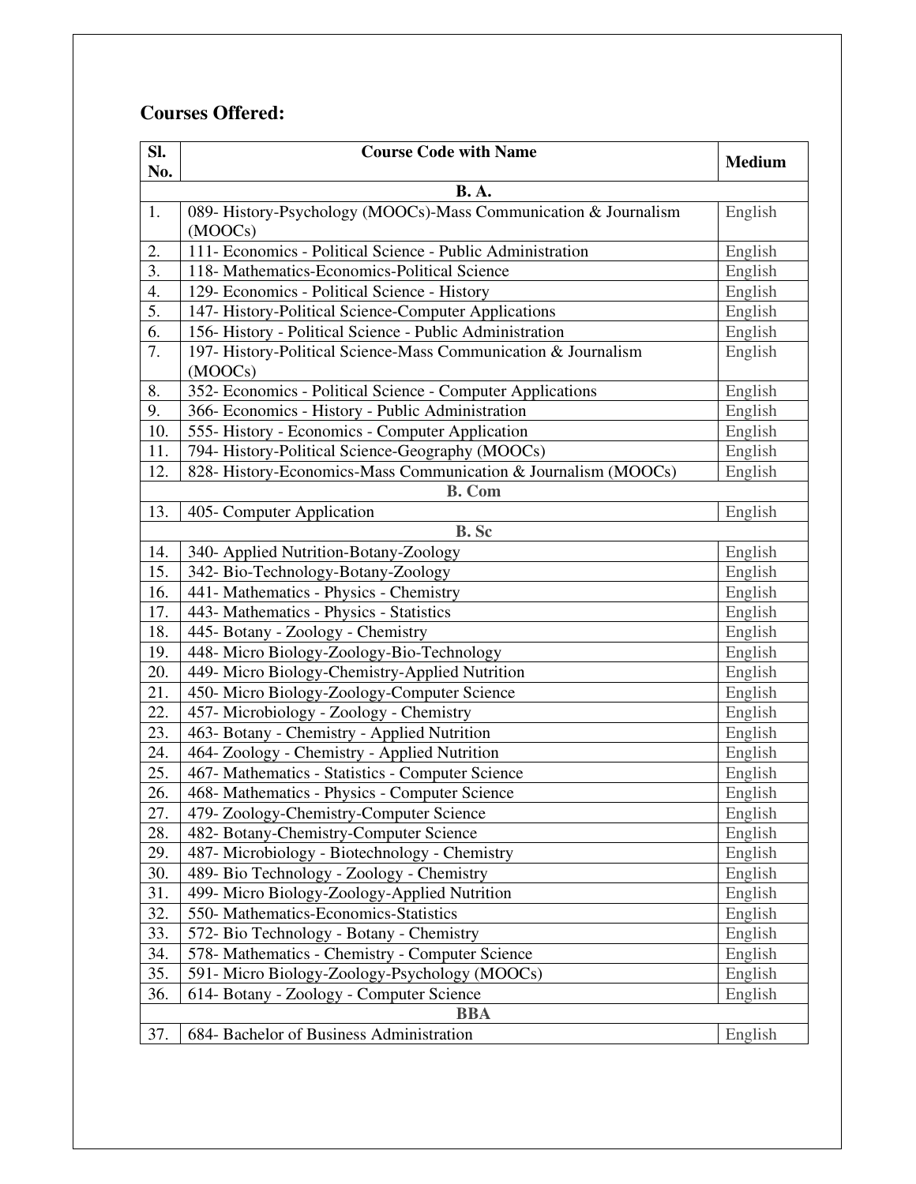## Courses Offered:

| Sl. No. | Course Code with Name | Medium |
|---|---|---|
| | **B. A.** | |
| 1. | 089- History-Psychology (MOOCs)-Mass Communication & Journalism (MOOCs) | English |
| 2. | 111- Economics - Political Science - Public Administration | English |
| 3. | 118- Mathematics-Economics-Political Science | English |
| 4. | 129- Economics - Political Science - History | English |
| 5. | 147- History-Political Science-Computer Applications | English |
| 6. | 156- History - Political Science - Public Administration | English |
| 7. | 197- History-Political Science-Mass Communication & Journalism (MOOCs) | English |
| 8. | 352- Economics - Political Science - Computer Applications | English |
| 9. | 366- Economics - History - Public Administration | English |
| 10. | 555- History - Economics - Computer Application | English |
| 11. | 794- History-Political Science-Geography (MOOCs) | English |
| 12. | 828- History-Economics-Mass Communication & Journalism (MOOCs) | English |
| | **B. Com** | |
| 13. | 405- Computer Application | English |
| | **B. Sc** | |
| 14. | 340- Applied Nutrition-Botany-Zoology | English |
| 15. | 342- Bio-Technology-Botany-Zoology | English |
| 16. | 441- Mathematics - Physics - Chemistry | English |
| 17. | 443- Mathematics - Physics - Statistics | English |
| 18. | 445- Botany - Zoology - Chemistry | English |
| 19. | 448- Micro Biology-Zoology-Bio-Technology | English |
| 20. | 449- Micro Biology-Chemistry-Applied Nutrition | English |
| 21. | 450- Micro Biology-Zoology-Computer Science | English |
| 22. | 457- Microbiology - Zoology - Chemistry | English |
| 23. | 463- Botany - Chemistry - Applied Nutrition | English |
| 24. | 464- Zoology - Chemistry - Applied Nutrition | English |
| 25. | 467- Mathematics - Statistics - Computer Science | English |
| 26. | 468- Mathematics - Physics - Computer Science | English |
| 27. | 479- Zoology-Chemistry-Computer Science | English |
| 28. | 482- Botany-Chemistry-Computer Science | English |
| 29. | 487- Microbiology - Biotechnology - Chemistry | English |
| 30. | 489- Bio Technology - Zoology - Chemistry | English |
| 31. | 499- Micro Biology-Zoology-Applied Nutrition | English |
| 32. | 550- Mathematics-Economics-Statistics | English |
| 33. | 572- Bio Technology - Botany - Chemistry | English |
| 34. | 578- Mathematics - Chemistry - Computer Science | English |
| 35. | 591- Micro Biology-Zoology-Psychology (MOOCs) | English |
| 36. | 614- Botany - Zoology - Computer Science | English |
| | **BBA** | |
| 37. | 684- Bachelor of Business Administration | English |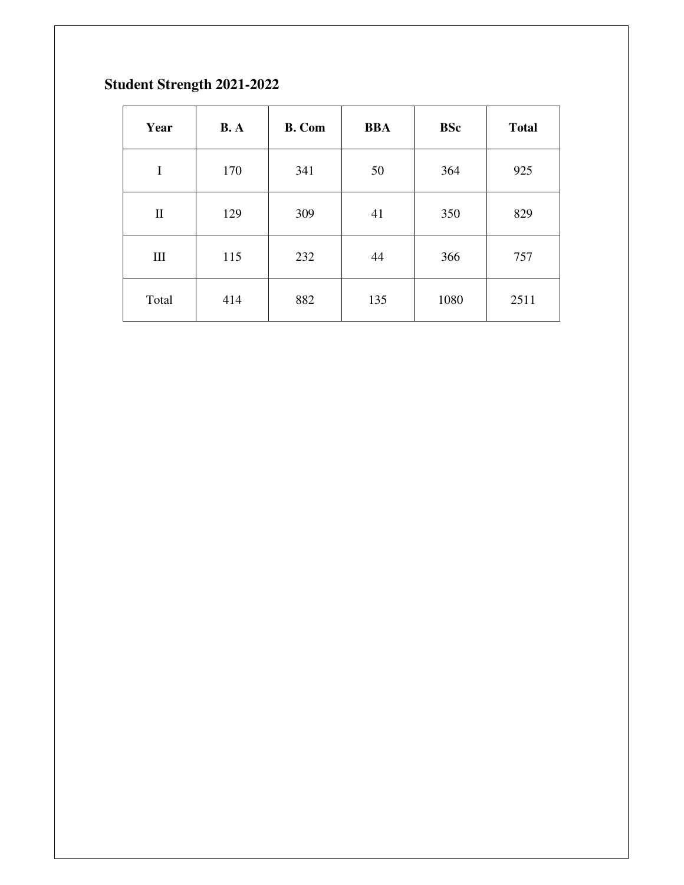**Student Strength 2021-2022**

| Year | B. A | B. Com | BBA | BSc | Total |
|---|---|---|---|---|---|
| I | 170 | 341 | 50 | 364 | 925 |
| II | 129 | 309 | 41 | 350 | 829 |
| III | 115 | 232 | 44 | 366 | 757 |
| Total | 414 | 882 | 135 | 1080 | 2511 |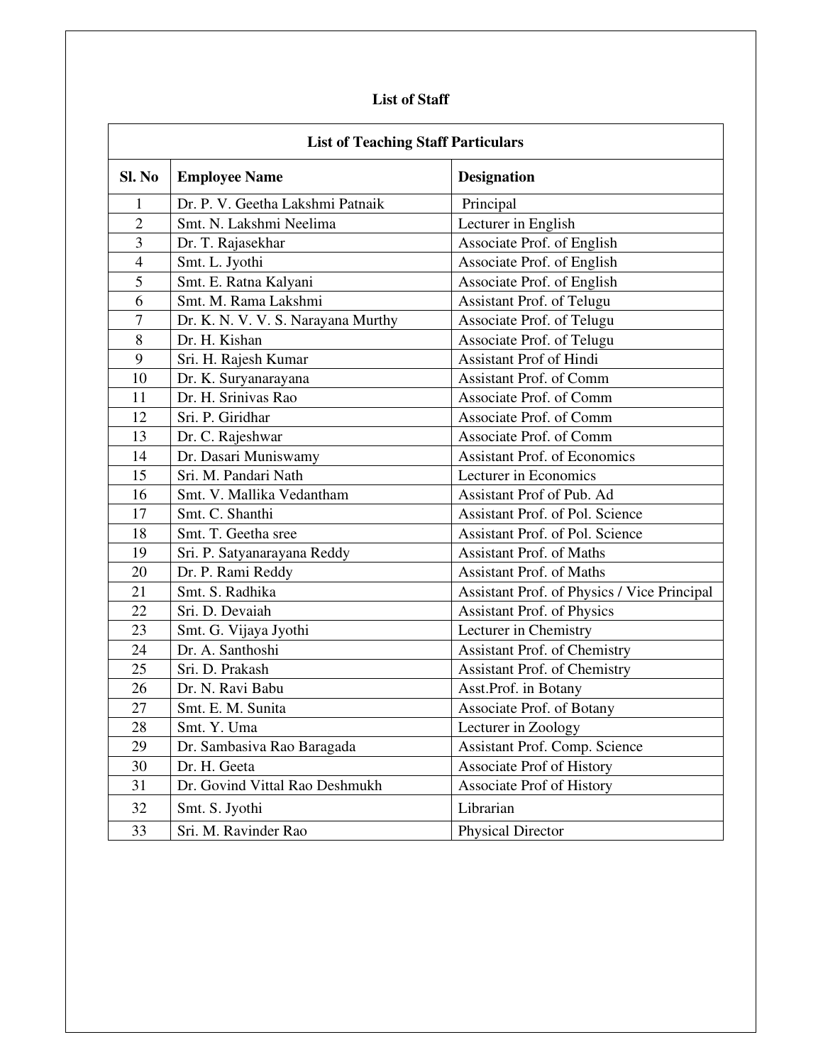# List of Staff

| List of Teaching Staff Particulars | | |
|---|---|---|
| **Sl. No** | **Employee Name** | **Designation** |
| 1 | Dr. P. V. Geetha Lakshmi Patnaik | Principal |
| 2 | Smt. N. Lakshmi Neelima | Lecturer in English |
| 3 | Dr. T. Rajasekhar | Associate Prof. of English |
| 4 | Smt. L. Jyothi | Associate Prof. of English |
| 5 | Smt. E. Ratna Kalyani | Associate Prof. of English |
| 6 | Smt. M. Rama Lakshmi | Assistant Prof. of Telugu |
| 7 | Dr. K. N. V. V. S. Narayana Murthy | Associate Prof. of Telugu |
| 8 | Dr. H. Kishan | Associate Prof. of Telugu |
| 9 | Sri. H. Rajesh Kumar | Assistant Prof of Hindi |
| 10 | Dr. K. Suryanarayana | Assistant Prof. of Comm |
| 11 | Dr. H. Srinivas Rao | Associate Prof. of Comm |
| 12 | Sri. P. Giridhar | Associate Prof. of Comm |
| 13 | Dr. C. Rajeshwar | Associate Prof. of Comm |
| 14 | Dr. Dasari Muniswamy | Assistant Prof. of Economics |
| 15 | Sri. M. Pandari Nath | Lecturer in Economics |
| 16 | Smt. V. Mallika Vedantham | Assistant Prof of Pub. Ad |
| 17 | Smt. C. Shanthi | Assistant Prof. of Pol. Science |
| 18 | Smt. T. Geetha sree | Assistant Prof. of Pol. Science |
| 19 | Sri. P. Satyanarayana Reddy | Assistant Prof. of Maths |
| 20 | Dr. P. Rami Reddy | Assistant Prof. of Maths |
| 21 | Smt. S. Radhika | Assistant Prof. of Physics / Vice Principal |
| 22 | Sri. D. Devaiah | Assistant Prof. of Physics |
| 23 | Smt. G. Vijaya Jyothi | Lecturer in Chemistry |
| 24 | Dr. A. Santhoshi | Assistant Prof. of Chemistry |
| 25 | Sri. D. Prakash | Assistant Prof. of Chemistry |
| 26 | Dr. N. Ravi Babu | Asst.Prof. in Botany |
| 27 | Smt. E. M. Sunita | Associate Prof. of Botany |
| 28 | Smt. Y. Uma | Lecturer in Zoology |
| 29 | Dr. Sambasiva Rao Baragada | Assistant Prof. Comp. Science |
| 30 | Dr. H. Geeta | Associate Prof of History |
| 31 | Dr. Govind Vittal Rao Deshmukh | Associate Prof of History |
| 32 | Smt. S. Jyothi | Librarian |
| 33 | Sri. M. Ravinder Rao | Physical Director |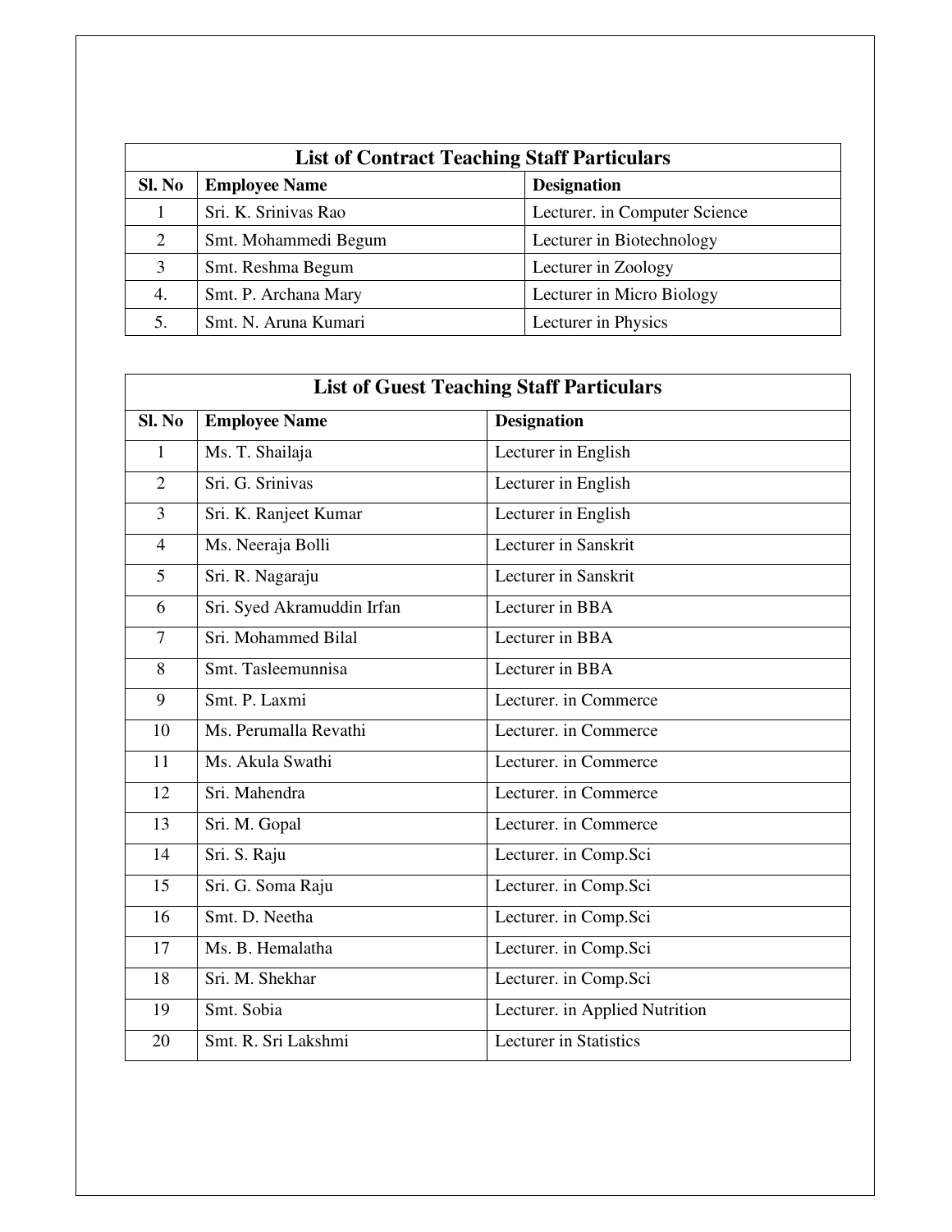| List of Contract Teaching Staff Particulars | | |
|---|---|---|
| **Sl. No** | **Employee Name** | **Designation** |
| 1 | Sri. K. Srinivas Rao | Lecturer. in Computer Science |
| 2 | Smt. Mohammedi Begum | Lecturer in Biotechnology |
| 3 | Smt. Reshma Begum | Lecturer in Zoology |
| 4. | Smt. P. Archana Mary | Lecturer in Micro Biology |
| 5. | Smt. N. Aruna Kumari | Lecturer in Physics |

| List of Guest Teaching Staff Particulars | | |
|---|---|---|
| **Sl. No** | **Employee Name** | **Designation** |
| 1 | Ms. T. Shailaja | Lecturer in English |
| 2 | Sri. G. Srinivas | Lecturer in English |
| 3 | Sri. K. Ranjeet Kumar | Lecturer in English |
| 4 | Ms. Neeraja Bolli | Lecturer in Sanskrit |
| 5 | Sri. R. Nagaraju | Lecturer in Sanskrit |
| 6 | Sri. Syed Akramuddin Irfan | Lecturer in BBA |
| 7 | Sri. Mohammed Bilal | Lecturer in BBA |
| 8 | Smt. Tasleemunnisa | Lecturer in BBA |
| 9 | Smt. P. Laxmi | Lecturer. in Commerce |
| 10 | Ms. Perumalla Revathi | Lecturer. in Commerce |
| 11 | Ms. Akula Swathi | Lecturer. in Commerce |
| 12 | Sri. Mahendra | Lecturer. in Commerce |
| 13 | Sri. M. Gopal | Lecturer. in Commerce |
| 14 | Sri. S. Raju | Lecturer. in Comp.Sci |
| 15 | Sri. G. Soma Raju | Lecturer. in Comp.Sci |
| 16 | Smt. D. Neetha | Lecturer. in Comp.Sci |
| 17 | Ms. B. Hemalatha | Lecturer. in Comp.Sci |
| 18 | Sri. M. Shekhar | Lecturer. in Comp.Sci |
| 19 | Smt. Sobia | Lecturer. in Applied Nutrition |
| 20 | Smt. R. Sri Lakshmi | Lecturer in Statistics |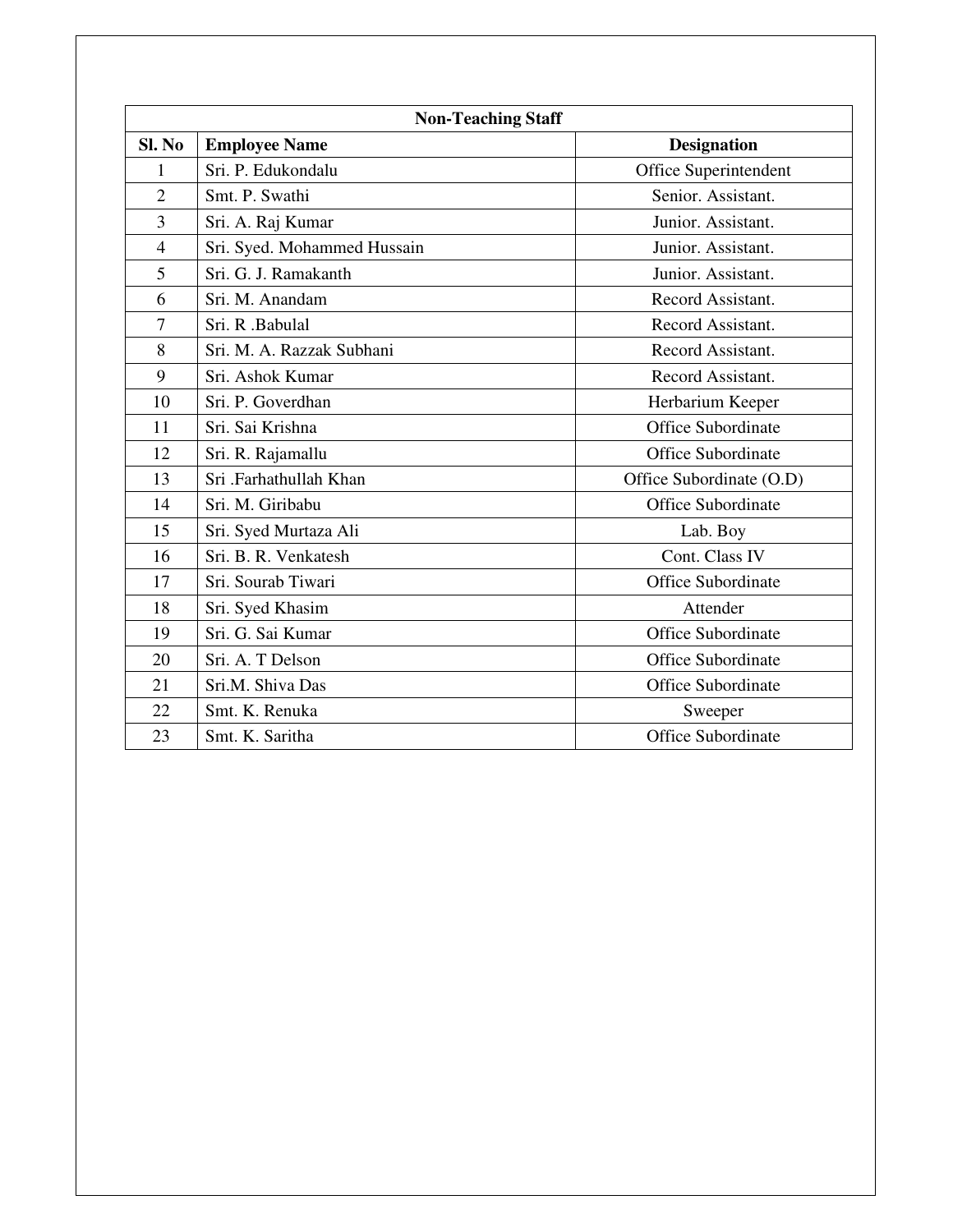| Non-Teaching Staff | | |
|---|---|---|
| **Sl. No** | **Employee Name** | **Designation** |
| 1 | Sri. P. Edukondalu | Office Superintendent |
| 2 | Smt. P. Swathi | Senior. Assistant. |
| 3 | Sri. A. Raj Kumar | Junior. Assistant. |
| 4 | Sri. Syed. Mohammed Hussain | Junior. Assistant. |
| 5 | Sri. G. J. Ramakanth | Junior. Assistant. |
| 6 | Sri. M. Anandam | Record Assistant. |
| 7 | Sri. R .Babulal | Record Assistant. |
| 8 | Sri. M. A. Razzak Subhani | Record Assistant. |
| 9 | Sri. Ashok Kumar | Record Assistant. |
| 10 | Sri. P. Goverdhan | Herbarium Keeper |
| 11 | Sri. Sai Krishna | Office Subordinate |
| 12 | Sri. R. Rajamallu | Office Subordinate |
| 13 | Sri .Farhathullah Khan | Office Subordinate (O.D) |
| 14 | Sri. M. Giribabu | Office Subordinate |
| 15 | Sri. Syed Murtaza Ali | Lab. Boy |
| 16 | Sri. B. R. Venkatesh | Cont. Class IV |
| 17 | Sri. Sourab Tiwari | Office Subordinate |
| 18 | Sri. Syed Khasim | Attender |
| 19 | Sri. G. Sai Kumar | Office Subordinate |
| 20 | Sri. A. T Delson | Office Subordinate |
| 21 | Sri.M. Shiva Das | Office Subordinate |
| 22 | Smt. K. Renuka | Sweeper |
| 23 | Smt. K. Saritha | Office Subordinate |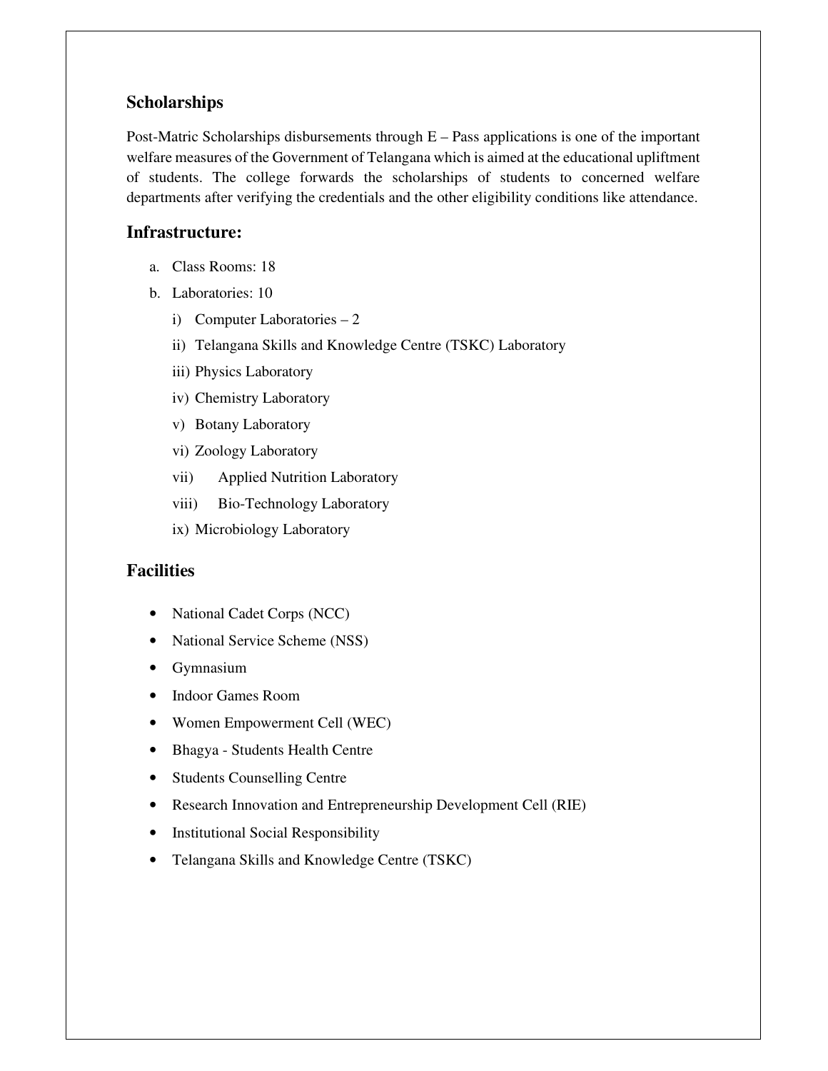## Scholarships

Post-Matric Scholarships disbursements through E – Pass applications is one of the important welfare measures of the Government of Telangana which is aimed at the educational upliftment of students. The college forwards the scholarships of students to concerned welfare departments after verifying the credentials and the other eligibility conditions like attendance.

## Infrastructure:

a. Class Rooms: 18
b. Laboratories: 10
   i) Computer Laboratories – 2
   ii) Telangana Skills and Knowledge Centre (TSKC) Laboratory
   iii) Physics Laboratory
   iv) Chemistry Laboratory
   v) Botany Laboratory
   vi) Zoology Laboratory
   vii) Applied Nutrition Laboratory
   viii) Bio-Technology Laboratory
   ix) Microbiology Laboratory

## Facilities

- National Cadet Corps (NCC)
- National Service Scheme (NSS)
- Gymnasium
- Indoor Games Room
- Women Empowerment Cell (WEC)
- Bhagya - Students Health Centre
- Students Counselling Centre
- Research Innovation and Entrepreneurship Development Cell (RIE)
- Institutional Social Responsibility
- Telangana Skills and Knowledge Centre (TSKC)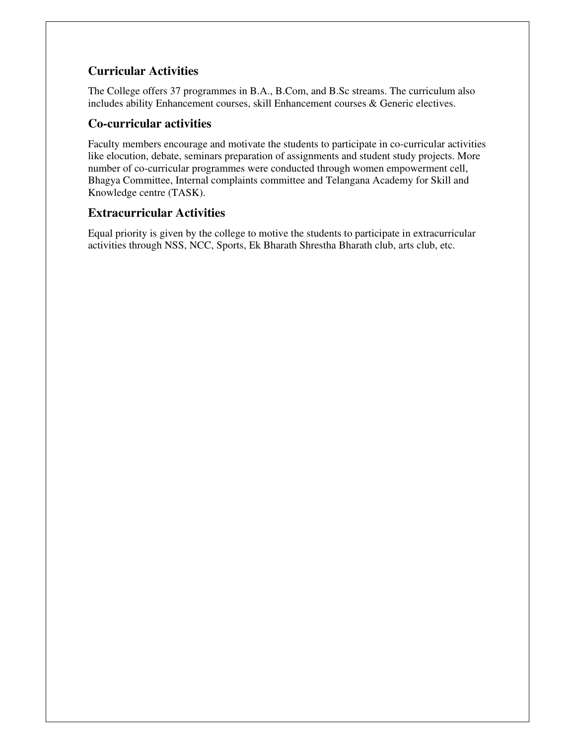## Curricular Activities

The College offers 37 programmes in B.A., B.Com, and B.Sc streams. The curriculum also includes ability Enhancement courses, skill Enhancement courses & Generic electives.

## Co-curricular activities

Faculty members encourage and motivate the students to participate in co-curricular activities like elocution, debate, seminars preparation of assignments and student study projects. More number of co-curricular programmes were conducted through women empowerment cell, Bhagya Committee, Internal complaints committee and Telangana Academy for Skill and Knowledge centre (TASK).

## Extracurricular Activities

Equal priority is given by the college to motive the students to participate in extracurricular activities through NSS, NCC, Sports, Ek Bharath Shrestha Bharath club, arts club, etc.